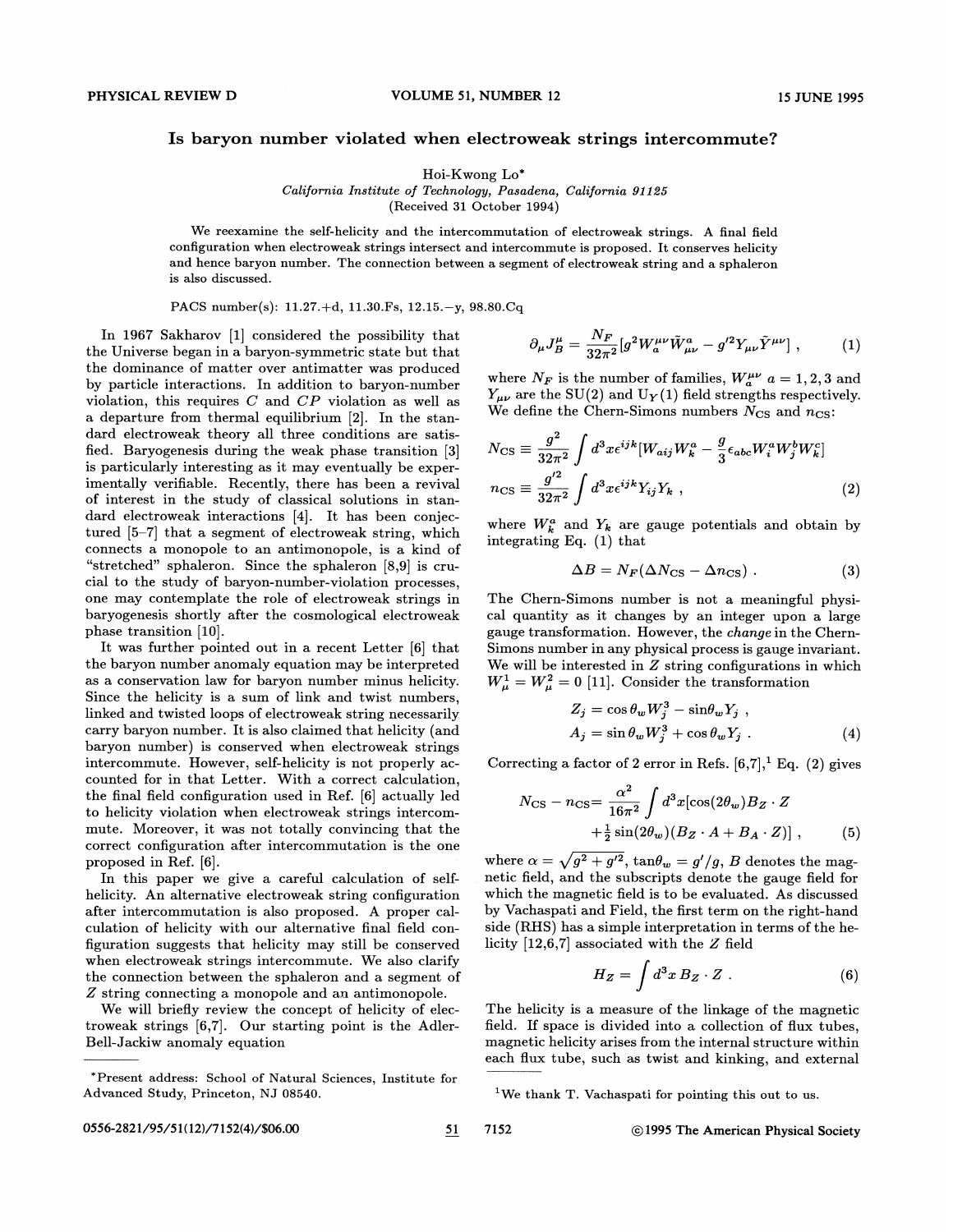# Is baryon number violated when electroweak strings intercommute?

Hoi-Kwong Lo*

*California Institute of Technology, Pasadena, California 91125*

(Received 31 October 1994)

We reexamine the self-helicity and the intercommutation of electroweak strings. A final field configuration when electroweak strings intersect and intercommute is proposed. It conserves helicity and hence baryon number. The connection between a segment of electroweak string and a sphaleron is also discussed.

PACS number(s): 11.27.+d, 11.30.Fs, 12.15.−y, 98.80.Cq

In 1967 Sakharov [1] considered the possibility that the Universe began in a baryon-symmetric state but that the dominance of matter over antimatter was produced by particle interactions. In addition to baryon-number violation, this requires $C$ and $CP$ violation as well as a departure from thermal equilibrium [2]. In the standard electroweak theory all three conditions are satisfied. Baryogenesis during the weak phase transition [3] is particularly interesting as it may eventually be experimentally verifiable. Recently, there has been a revival of interest in the study of classical solutions in standard electroweak interactions [4]. It has been conjectured [5–7] that a segment of electroweak string, which connects a monopole to an antimonopole, is a kind of "stretched" sphaleron. Since the sphaleron [8,9] is crucial to the study of baryon-number-violation processes, one may contemplate the role of electroweak strings in baryogenesis shortly after the cosmological electroweak phase transition [10].

It was further pointed out in a recent Letter [6] that the baryon number anomaly equation may be interpreted as a conservation law for baryon number minus helicity. Since the helicity is a sum of link and twist numbers, linked and twisted loops of electroweak string necessarily carry baryon number. It is also claimed that helicity (and baryon number) is conserved when electroweak strings intercommute. However, self-helicity is not properly accounted for in that Letter. With a correct calculation, the final field configuration used in Ref. [6] actually led to helicity violation when electroweak strings intercommute. Moreover, it was not totally convincing that the correct configuration after intercommutation is the one proposed in Ref. [6].

In this paper we give a careful calculation of self-helicity. An alternative electroweak string configuration after intercommutation is also proposed. A proper calculation of helicity with our alternative final field configuration suggests that helicity may still be conserved when electroweak strings intercommute. We also clarify the connection between the sphaleron and a segment of $Z$ string connecting a monopole and an antimonopole.

We will briefly review the concept of helicity of electroweak strings [6,7]. Our starting point is the Adler-Bell-Jackiw anomaly equation

$$\partial_\mu J^\mu_B = \frac{N_F}{32\pi^2}[g^2 W^{\mu\nu}_a \tilde{W}^a_{\mu\nu} - g'^2 Y_{\mu\nu}\tilde{Y}^{\mu\nu}] , \tag{1}$$

where $N_F$ is the number of families, $W^{\mu\nu}_a$ $a = 1, 2, 3$ and $Y_{\mu\nu}$ are the SU(2) and $\text{U}_Y(1)$ field strengths respectively. We define the Chern-Simons numbers $N_{\text{CS}}$ and $n_{\text{CS}}$:

$$N_{\text{CS}} \equiv \frac{g^2}{32\pi^2}\int d^3x \epsilon^{ijk}[W_{aij}W^a_k - \frac{g}{3}\epsilon_{abc}W^a_i W^b_j W^c_k]$$
$$n_{\text{CS}} \equiv \frac{g'^2}{32\pi^2}\int d^3x \epsilon^{ijk} Y_{ij} Y_k , \tag{2}$$

where $W^a_k$ and $Y_k$ are gauge potentials and obtain by integrating Eq. (1) that

$$\Delta B = N_F(\Delta N_{\text{CS}} - \Delta n_{\text{CS}}) . \tag{3}$$

The Chern-Simons number is not a meaningful physical quantity as it changes by an integer upon a large gauge transformation. However, the *change* in the Chern-Simons number in any physical process is gauge invariant. We will be interested in $Z$ string configurations in which $W^1_\mu = W^2_\mu = 0$ [11]. Consider the transformation

$$Z_j = \cos\theta_w W^3_j - \sin\theta_w Y_j ,$$
$$A_j = \sin\theta_w W^3_j + \cos\theta_w Y_j . \tag{4}$$

Correcting a factor of 2 error in Refs. [6,7],[1] Eq. (2) gives

$$N_{\text{CS}} - n_{\text{CS}} = \frac{\alpha^2}{16\pi^2}\int d^3x[\cos(2\theta_w)B_Z\cdot Z + \tfrac{1}{2}\sin(2\theta_w)(B_Z\cdot A + B_A\cdot Z)] , \tag{5}$$

where $\alpha = \sqrt{g^2 + g'^2}$, $\tan\theta_w = g'/g$, $B$ denotes the magnetic field, and the subscripts denote the gauge field for which the magnetic field is to be evaluated. As discussed by Vachaspati and Field, the first term on the right-hand side (RHS) has a simple interpretation in terms of the helicity [12,6,7] associated with the $Z$ field

$$H_Z = \int d^3x\, B_Z\cdot Z . \tag{6}$$

The helicity is a measure of the linkage of the magnetic field. If space is divided into a collection of flux tubes, magnetic helicity arises from the internal structure within each flux tube, such as twist and kinking, and external

---

*Present address: School of Natural Sciences, Institute for Advanced Study, Princeton, NJ 08540.

[1] We thank T. Vachaspati for pointing this out to us.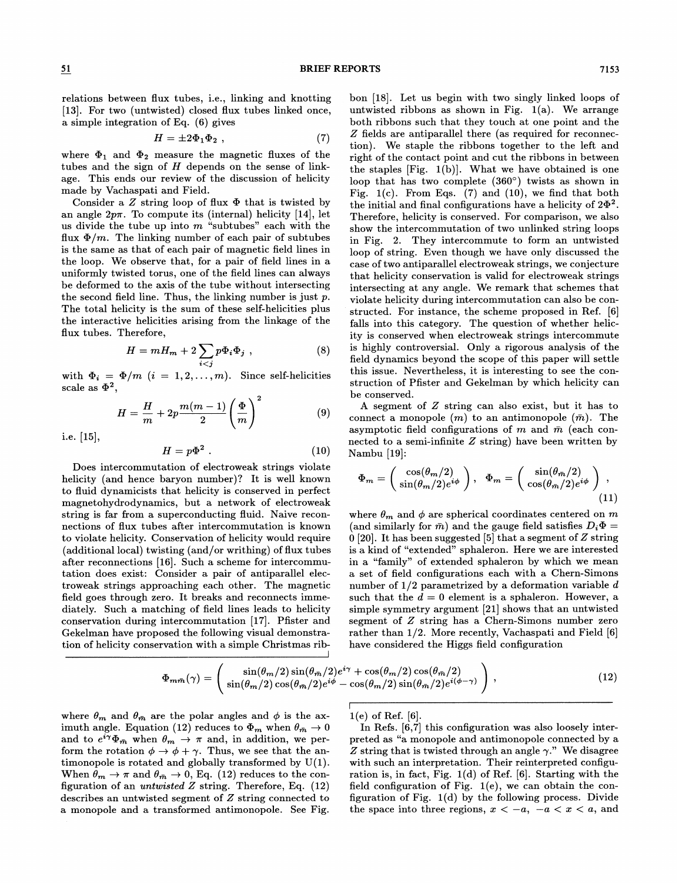relations between flux tubes, i.e., linking and knotting [13]. For two (untwisted) closed flux tubes linked once, a simple integration of Eq. (6) gives

$$H = \pm 2\Phi_1\Phi_2 \,, \tag{7}$$

where $\Phi_1$ and $\Phi_2$ measure the magnetic fluxes of the tubes and the sign of $H$ depends on the sense of linkage. This ends our review of the discussion of helicity made by Vachaspati and Field.

Consider a $Z$ string loop of flux $\Phi$ that is twisted by an angle $2p\pi$. To compute its (internal) helicity [14], let us divide the tube up into $m$ "subtubes" each with the flux $\Phi/m$. The linking number of each pair of subtubes is the same as that of each pair of magnetic field lines in the loop. We observe that, for a pair of field lines in a uniformly twisted torus, one of the field lines can always be deformed to the axis of the tube without intersecting the second field line. Thus, the linking number is just $p$. The total helicity is the sum of these self-helicities plus the interactive helicities arising from the linkage of the flux tubes. Therefore,

$$H = mH_m + 2\sum_{i<j} p\Phi_i\Phi_j \,, \tag{8}$$

with $\Phi_i = \Phi/m$ $(i = 1, 2, \ldots, m)$. Since self-helicities scale as $\Phi^2$,

$$H = \frac{H}{m} + 2p\frac{m(m-1)}{2}\left(\frac{\Phi}{m}\right)^2 \tag{9}$$

i.e. [15],

$$H = p\Phi^2 \,. \tag{10}$$

Does intercommutation of electroweak strings violate helicity (and hence baryon number)? It is well known to fluid dynamicists that helicity is conserved in perfect magnetohydrodynamics, but a network of electroweak string is far from a superconducting fluid. Naive reconnections of flux tubes after intercommutation is known to violate helicity. Conservation of helicity would require (additional local) twisting (and/or writhing) of flux tubes after reconnections [16]. Such a scheme for intercommutation does exist: Consider a pair of antiparallel electroweak strings approaching each other. The magnetic field goes through zero. It breaks and reconnects immediately. Such a matching of field lines leads to helicity conservation during intercommutation [17]. Pfister and Gekelman have proposed the following visual demonstration of helicity conservation with a simple Christmas ribbon [18]. Let us begin with two singly linked loops of untwisted ribbons as shown in Fig. 1(a). We arrange both ribbons such that they touch at one point and the $Z$ fields are antiparallel there (as required for reconnection). We staple the ribbons together to the left and right of the contact point and cut the ribbons in between the staples [Fig. 1(b)]. What we have obtained is one loop that has two complete (360°) twists as shown in Fig. 1(c). From Eqs. (7) and (10), we find that both the initial and final configurations have a helicity of $2\Phi^2$. Therefore, helicity is conserved. For comparison, we also show the intercommutation of two unlinked string loops in Fig. 2. They intercommute to form an untwisted loop of string. Even though we have only discussed the case of two antiparallel electroweak strings, we conjecture that helicity conservation is valid for electroweak strings intersecting at any angle. We remark that schemes that violate helicity during intercommutation can also be constructed. For instance, the scheme proposed in Ref. [6] falls into this category. The question of whether helicity is conserved when electroweak strings intercommute is highly controversial. Only a rigorous analysis of the field dynamics beyond the scope of this paper will settle this issue. Nevertheless, it is interesting to see the construction of Pfister and Gekelman by which helicity can be conserved.

A segment of $Z$ string can also exist, but it has to connect a monopole ($m$) to an antimonopole ($\bar{m}$). The asymptotic field configurations of $m$ and $\bar{m}$ (each connected to a semi-infinite $Z$ string) have been written by Nambu [19]:

$$\Phi_m = \begin{pmatrix} \cos(\theta_m/2) \\ \sin(\theta_m/2)e^{i\phi} \end{pmatrix}, \quad \Phi_{\bar{m}} = \begin{pmatrix} \sin(\theta_{\bar{m}}/2) \\ \cos(\theta_{\bar{m}}/2)e^{i\phi} \end{pmatrix}, \tag{11}$$

where $\theta_m$ and $\phi$ are spherical coordinates centered on $m$ (and similarly for $\bar{m}$) and the gauge field satisfies $D_i\Phi = 0$ [20]. It has been suggested [5] that a segment of $Z$ string is a kind of "extended" sphaleron. Here we are interested in a "family" of extended sphaleron by which we mean a set of field configurations each with a Chern-Simons number of 1/2 parametrized by a deformation variable $d$ such that the $d = 0$ element is a sphaleron. However, a simple symmetry argument [21] shows that an untwisted segment of $Z$ string has a Chern-Simons number zero rather than 1/2. More recently, Vachaspati and Field [6] have considered the Higgs field configuration

$$\Phi_{m\bar{m}}(\gamma) = \begin{pmatrix} \sin(\theta_m/2)\sin(\theta_{\bar{m}}/2)e^{i\gamma} + \cos(\theta_m/2)\cos(\theta_{\bar{m}}/2) \\ \sin(\theta_m/2)\cos(\theta_{\bar{m}}/2)e^{i\phi} - \cos(\theta_m/2)\sin(\theta_{\bar{m}}/2)e^{i(\phi-\gamma)} \end{pmatrix}, \tag{12}$$

where $\theta_m$ and $\theta_{\bar{m}}$ are the polar angles and $\phi$ is the azimuth angle. Equation (12) reduces to $\Phi_m$ when $\theta_{\bar{m}} \to 0$ and to $e^{i\gamma}\Phi_{\bar{m}}$ when $\theta_m \to \pi$ and, in addition, we perform the rotation $\phi \to \phi + \gamma$. Thus, we see that the antimonopole is rotated and globally transformed by U(1). When $\theta_m \to \pi$ and $\theta_{\bar{m}} \to 0$, Eq. (12) reduces to the configuration of an *untwisted* $Z$ string. Therefore, Eq. (12) describes an untwisted segment of $Z$ string connected to a monopole and a transformed antimonopole. See Fig. 1(e) of Ref. [6].

In Refs. [6,7] this configuration was also loosely interpreted as "a monopole and antimonopole connected by a $Z$ string that is twisted through an angle $\gamma$." We disagree with such an interpretation. Their reinterpreted configuration is, in fact, Fig. 1(d) of Ref. [6]. Starting with the field configuration of Fig. 1(e), we can obtain the configuration of Fig. 1(d) by the following process. Divide the space into three regions, $x < -a$, $-a < x < a$, and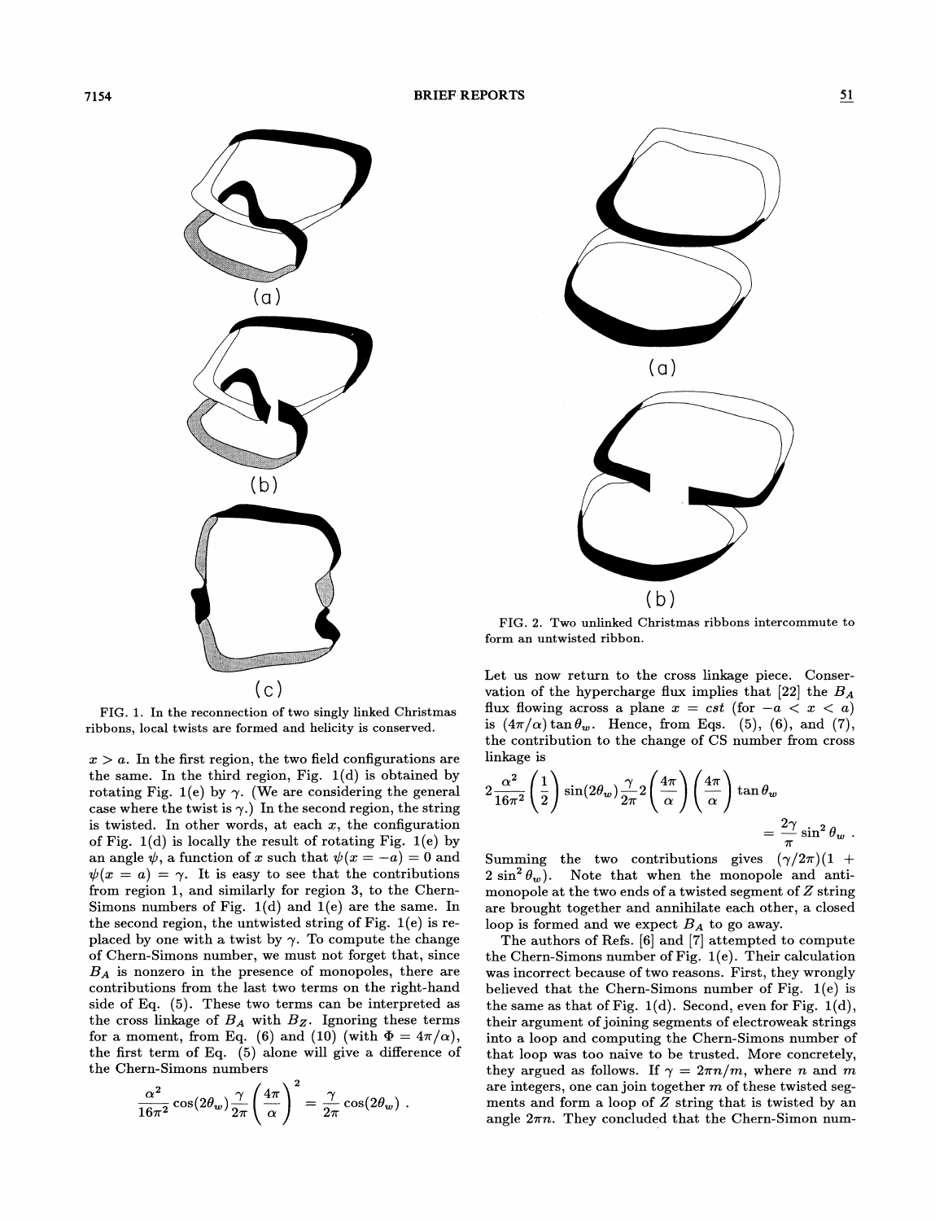FIG. 1. In the reconnection of two singly linked Christmas ribbons, local twists are formed and helicity is conserved.

FIG. 2. Two unlinked Christmas ribbons intercommute to form an untwisted ribbon.

$x > a$. In the first region, the two field configurations are the same. In the third region, Fig. 1(d) is obtained by rotating Fig. 1(e) by $\gamma$. (We are considering the general case where the twist is $\gamma$.) In the second region, the string is twisted. In other words, at each $x$, the configuration of Fig. 1(d) is locally the result of rotating Fig. 1(e) by an angle $\psi$, a function of $x$ such that $\psi(x = -a) = 0$ and $\psi(x = a) = \gamma$. It is easy to see that the contributions from region 1, and similarly for region 3, to the Chern-Simons numbers of Fig. 1(d) and 1(e) are the same. In the second region, the untwisted string of Fig. 1(e) is replaced by one with a twist by $\gamma$. To compute the change of Chern-Simons number, we must not forget that, since $B_A$ is nonzero in the presence of monopoles, there are contributions from the last two terms on the right-hand side of Eq. (5). These two terms can be interpreted as the cross linkage of $B_A$ with $B_Z$. Ignoring these terms for a moment, from Eq. (6) and (10) (with $\Phi = 4\pi/\alpha$), the first term of Eq. (5) alone will give a difference of the Chern-Simons numbers

$$\frac{\alpha^2}{16\pi^2}\cos(2\theta_w)\frac{\gamma}{2\pi}\left(\frac{4\pi}{\alpha}\right)^2 = \frac{\gamma}{2\pi}\cos(2\theta_w) \, .$$

Let us now return to the cross linkage piece. Conservation of the hypercharge flux implies that [22] the $B_A$ flux flowing across a plane $x = cst$ (for $-a < x < a$) is $(4\pi/\alpha)\tan\theta_w$. Hence, from Eqs. (5), (6), and (7), the contribution to the change of CS number from cross linkage is

$$2\frac{\alpha^2}{16\pi^2}\left(\frac{1}{2}\right)\sin(2\theta_w)\frac{\gamma}{2\pi}2\left(\frac{4\pi}{\alpha}\right)\left(\frac{4\pi}{\alpha}\right)\tan\theta_w = \frac{2\gamma}{\pi}\sin^2\theta_w \, .$$

Summing the two contributions gives $(\gamma/2\pi)(1 + 2\sin^2\theta_w)$. Note that when the monopole and antimonopole at the two ends of a twisted segment of $Z$ string are brought together and annihilate each other, a closed loop is formed and we expect $B_A$ to go away.

The authors of Refs. [6] and [7] attempted to compute the Chern-Simons number of Fig. 1(e). Their calculation was incorrect because of two reasons. First, they wrongly believed that the Chern-Simons number of Fig. 1(e) is the same as that of Fig. 1(d). Second, even for Fig. 1(d), their argument of joining segments of electroweak strings into a loop and computing the Chern-Simons number of that loop was too naive to be trusted. More concretely, they argued as follows. If $\gamma = 2\pi n/m$, where $n$ and $m$ are integers, one can join together $m$ of these twisted segments and form a loop of $Z$ string that is twisted by an angle $2\pi n$. They concluded that the Chern-Simon num-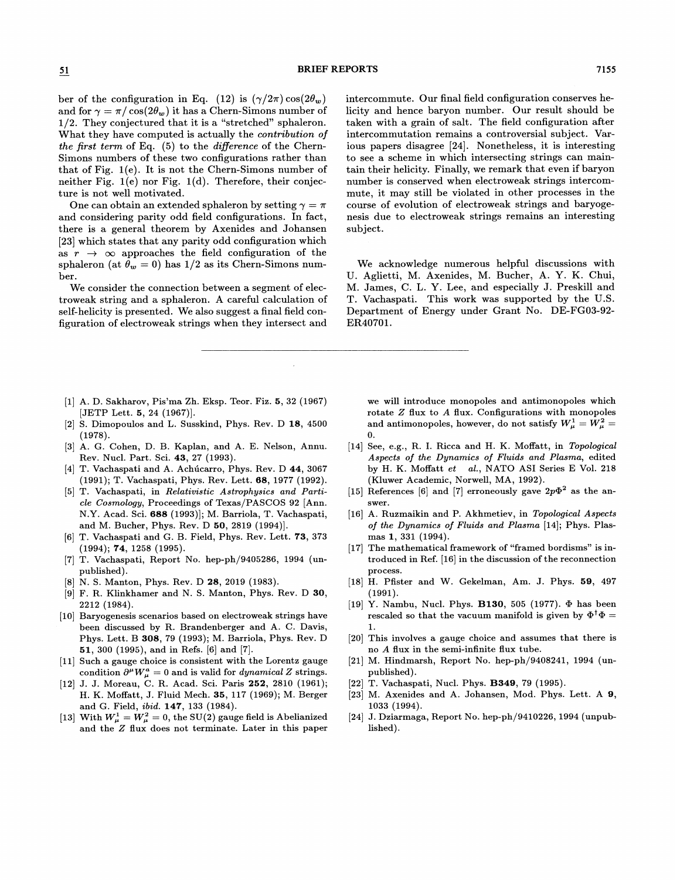ber of the configuration in Eq. (12) is $(\gamma/2\pi)\cos(2\theta_w)$ and for $\gamma = \pi/\cos(2\theta_w)$ it has a Chern-Simons number of $1/2$. They conjectured that it is a "stretched" sphaleron. What they have computed is actually the *contribution of the first term* of Eq. (5) to the *difference* of the Chern-Simons numbers of these two configurations rather than that of Fig. 1(e). It is not the Chern-Simons number of neither Fig. 1(e) nor Fig. 1(d). Therefore, their conjecture is not well motivated.

One can obtain an extended sphaleron by setting $\gamma = \pi$ and considering parity odd field configurations. In fact, there is a general theorem by Axenides and Johansen [23] which states that any parity odd configuration which as $r \to \infty$ approaches the field configuration of the sphaleron (at $\theta_w = 0$) has $1/2$ as its Chern-Simons number.

We consider the connection between a segment of electroweak string and a sphaleron. A careful calculation of self-helicity is presented. We also suggest a final field configuration of electroweak strings when they intersect and intercommute. Our final field configuration conserves helicity and hence baryon number. Our result should be taken with a grain of salt. The field configuration after intercommutation remains a controversial subject. Various papers disagree [24]. Nonetheless, it is interesting to see a scheme in which intersecting strings can maintain their helicity. Finally, we remark that even if baryon number is conserved when electroweak strings intercommute, it may still be violated in other processes in the course of evolution of electroweak strings and baryogenesis due to electroweak strings remains an interesting subject.

We acknowledge numerous helpful discussions with U. Aglietti, M. Axenides, M. Bucher, A. Y. K. Chui, M. James, C. L. Y. Lee, and especially J. Preskill and T. Vachaspati. This work was supported by the U.S. Department of Energy under Grant No. DE-FG03-92-ER40701.

---

[1] A. D. Sakharov, Pis'ma Zh. Eksp. Teor. Fiz. **5**, 32 (1967) [JETP Lett. **5**, 24 (1967)].

[2] S. Dimopoulos and L. Susskind, Phys. Rev. D **18**, 4500 (1978).

[3] A. G. Cohen, D. B. Kaplan, and A. E. Nelson, Annu. Rev. Nucl. Part. Sci. **43**, 27 (1993).

[4] T. Vachaspati and A. Achúcarro, Phys. Rev. D **44**, 3067 (1991); T. Vachaspati, Phys. Rev. Lett. **68**, 1977 (1992).

[5] T. Vachaspati, in *Relativistic Astrophysics and Particle Cosmology*, Proceedings of Texas/PASCOS 92 [Ann. N.Y. Acad. Sci. **688** (1993)]; M. Barriola, T. Vachaspati, and M. Bucher, Phys. Rev. D **50**, 2819 (1994)].

[6] T. Vachaspati and G. B. Field, Phys. Rev. Lett. **73**, 373 (1994); **74**, 1258 (1995).

[7] T. Vachaspati, Report No. hep-ph/9405286, 1994 (unpublished).

[8] N. S. Manton, Phys. Rev. D **28**, 2019 (1983).

[9] F. R. Klinkhamer and N. S. Manton, Phys. Rev. D **30**, 2212 (1984).

[10] Baryogenesis scenarios based on electroweak strings have been discussed by R. Brandenberger and A. C. Davis, Phys. Lett. B **308**, 79 (1993); M. Barriola, Phys. Rev. D **51**, 300 (1995), and in Refs. [6] and [7].

[11] Such a gauge choice is consistent with the Lorentz gauge condition $\partial^\mu W^a_\mu = 0$ and is valid for *dynamical Z* strings.

[12] J. J. Moreau, C. R. Acad. Sci. Paris **252**, 2810 (1961); H. K. Moffatt, J. Fluid Mech. **35**, 117 (1969); M. Berger and G. Field, *ibid.* **147**, 133 (1984).

[13] With $W^1_\mu = W^2_\mu = 0$, the SU(2) gauge field is Abelianized and the $Z$ flux does not terminate. Later in this paper we will introduce monopoles and antimonopoles which rotate $Z$ flux to $A$ flux. Configurations with monopoles and antimonopoles, however, do not satisfy $W^1_\mu = W^2_\mu = 0$.

[14] See, e.g., R. I. Ricca and H. K. Moffatt, in *Topological Aspects of the Dynamics of Fluids and Plasma*, edited by H. K. Moffatt *et al.*, NATO ASI Series E Vol. 218 (Kluwer Academic, Norwell, MA, 1992).

[15] References [6] and [7] erroneously gave $2p\Phi^2$ as the answer.

[16] A. Ruzmaikin and P. Akhmetiev, in *Topological Aspects of the Dynamics of Fluids and Plasma* [14]; Phys. Plasmas **1**, 331 (1994).

[17] The mathematical framework of "framed bordisms" is introduced in Ref. [16] in the discussion of the reconnection process.

[18] H. Pfister and W. Gekelman, Am. J. Phys. **59**, 497 (1991).

[19] Y. Nambu, Nucl. Phys. **B130**, 505 (1977). $\Phi$ has been rescaled so that the vacuum manifold is given by $\Phi^\dagger\Phi = 1$.

[20] This involves a gauge choice and assumes that there is no $A$ flux in the semi-infinite flux tube.

[21] M. Hindmarsh, Report No. hep-ph/9408241, 1994 (unpublished).

[22] T. Vachaspati, Nucl. Phys. **B349**, 79 (1995).

[23] M. Axenides and A. Johansen, Mod. Phys. Lett. A **9**, 1033 (1994).

[24] J. Dziarmaga, Report No. hep-ph/9410226, 1994 (unpublished).